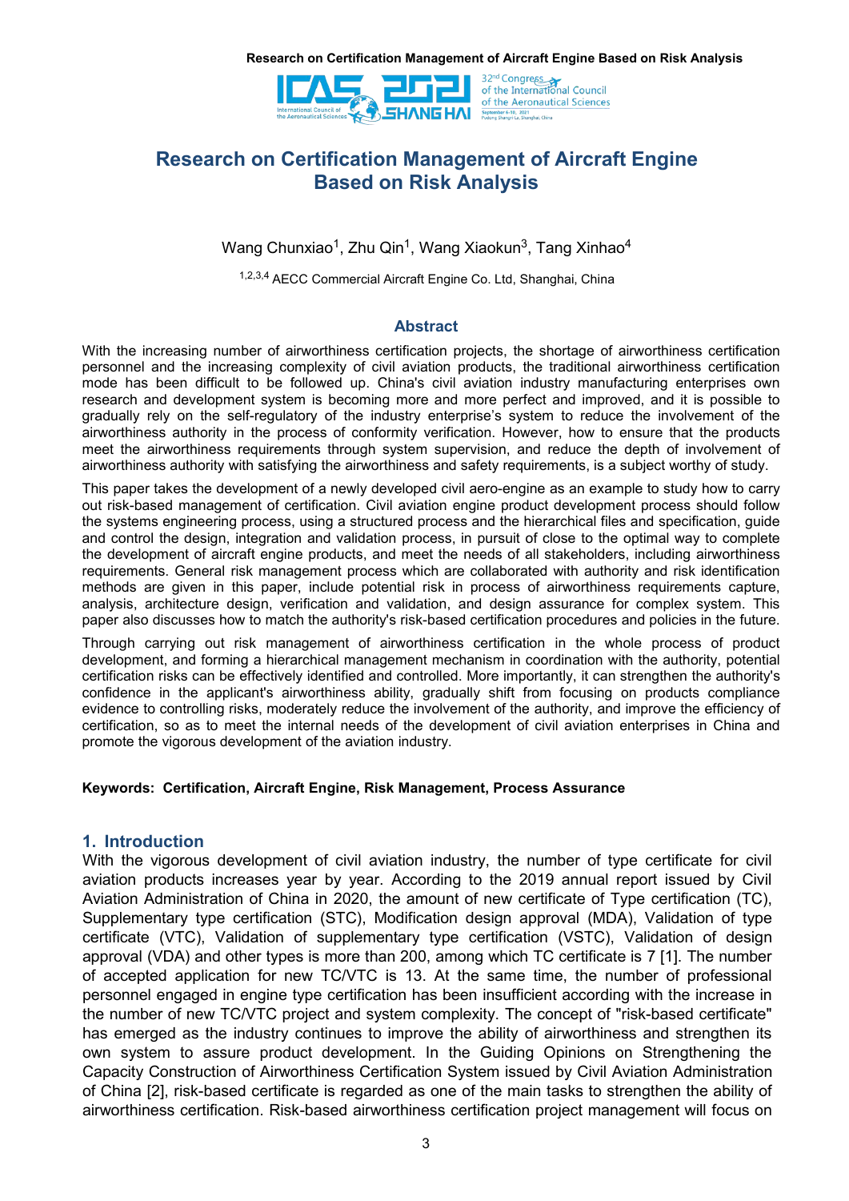# Research on Certification Management of Aircraft Engine Based on Risk Analysis

Wang Chunxiao[1], Zhu Qin[1], Wang Xiaokun[3], Tang Xinhao[4]

[1,2,3,4] AECC Commercial Aircraft Engine Co. Ltd, Shanghai, China

## Abstract

With the increasing number of airworthiness certification projects, the shortage of airworthiness certification personnel and the increasing complexity of civil aviation products, the traditional airworthiness certification mode has been difficult to be followed up. China's civil aviation industry manufacturing enterprises own research and development system is becoming more and more perfect and improved, and it is possible to gradually rely on the self-regulatory of the industry enterprise's system to reduce the involvement of the airworthiness authority in the process of conformity verification. However, how to ensure that the products meet the airworthiness requirements through system supervision, and reduce the depth of involvement of airworthiness authority with satisfying the airworthiness and safety requirements, is a subject worthy of study.

This paper takes the development of a newly developed civil aero-engine as an example to study how to carry out risk-based management of certification. Civil aviation engine product development process should follow the systems engineering process, using a structured process and the hierarchical files and specification, guide and control the design, integration and validation process, in pursuit of close to the optimal way to complete the development of aircraft engine products, and meet the needs of all stakeholders, including airworthiness requirements. General risk management process which are collaborated with authority and risk identification methods are given in this paper, include potential risk in process of airworthiness requirements capture, analysis, architecture design, verification and validation, and design assurance for complex system. This paper also discusses how to match the authority's risk-based certification procedures and policies in the future.

Through carrying out risk management of airworthiness certification in the whole process of product development, and forming a hierarchical management mechanism in coordination with the authority, potential certification risks can be effectively identified and controlled. More importantly, it can strengthen the authority's confidence in the applicant's airworthiness ability, gradually shift from focusing on products compliance evidence to controlling risks, moderately reduce the involvement of the authority, and improve the efficiency of certification, so as to meet the internal needs of the development of civil aviation enterprises in China and promote the vigorous development of the aviation industry.

**Keywords: Certification, Aircraft Engine, Risk Management, Process Assurance**

## 1. Introduction

With the vigorous development of civil aviation industry, the number of type certificate for civil aviation products increases year by year. According to the 2019 annual report issued by Civil Aviation Administration of China in 2020, the amount of new certificate of Type certification (TC), Supplementary type certification (STC), Modification design approval (MDA), Validation of type certificate (VTC), Validation of supplementary type certification (VSTC), Validation of design approval (VDA) and other types is more than 200, among which TC certificate is 7 [1]. The number of accepted application for new TC/VTC is 13. At the same time, the number of professional personnel engaged in engine type certification has been insufficient according with the increase in the number of new TC/VTC project and system complexity. The concept of "risk-based certificate" has emerged as the industry continues to improve the ability of airworthiness and strengthen its own system to assure product development. In the Guiding Opinions on Strengthening the Capacity Construction of Airworthiness Certification System issued by Civil Aviation Administration of China [2], risk-based certificate is regarded as one of the main tasks to strengthen the ability of airworthiness certification. Risk-based airworthiness certification project management will focus on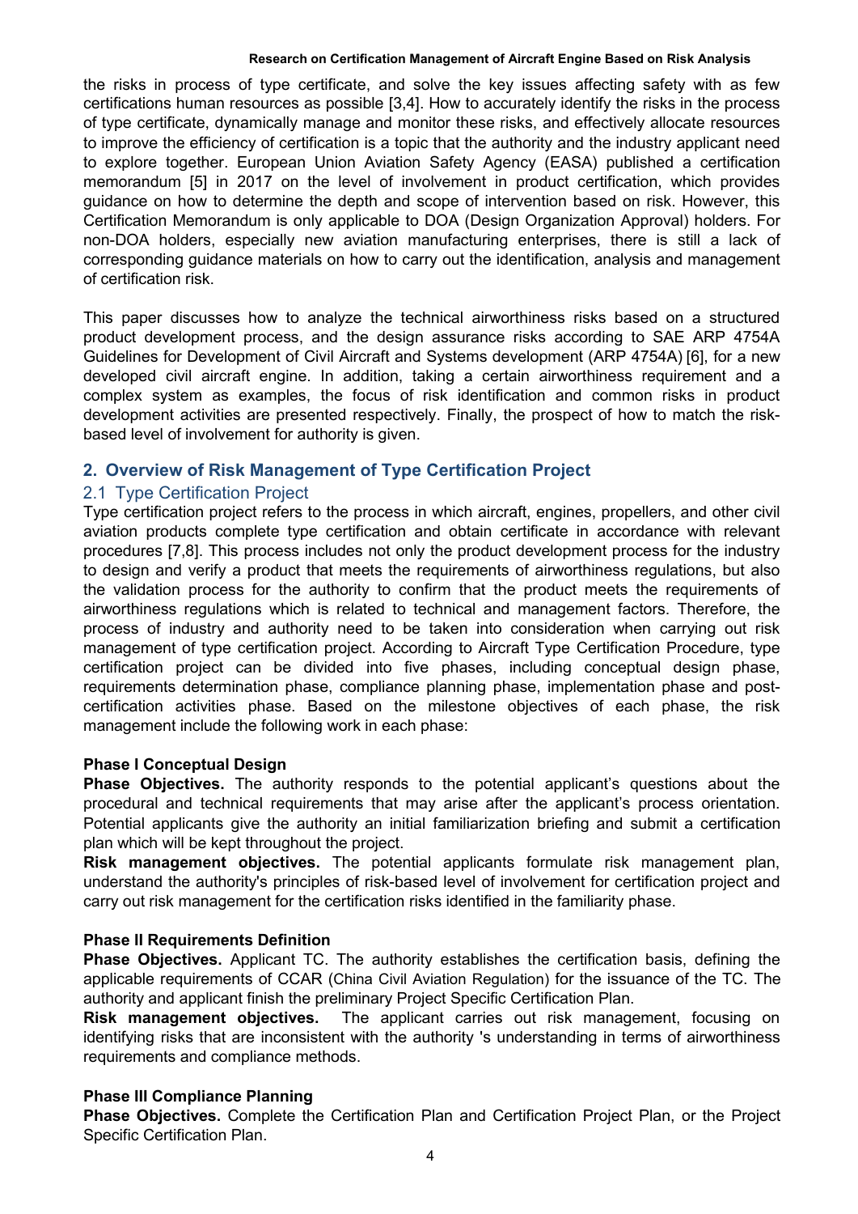the risks in process of type certificate, and solve the key issues affecting safety with as few certifications human resources as possible [3,4]. How to accurately identify the risks in the process of type certificate, dynamically manage and monitor these risks, and effectively allocate resources to improve the efficiency of certification is a topic that the authority and the industry applicant need to explore together. European Union Aviation Safety Agency (EASA) published a certification memorandum [5] in 2017 on the level of involvement in product certification, which provides guidance on how to determine the depth and scope of intervention based on risk. However, this Certification Memorandum is only applicable to DOA (Design Organization Approval) holders. For non-DOA holders, especially new aviation manufacturing enterprises, there is still a lack of corresponding guidance materials on how to carry out the identification, analysis and management of certification risk.

This paper discusses how to analyze the technical airworthiness risks based on a structured product development process, and the design assurance risks according to SAE ARP 4754A Guidelines for Development of Civil Aircraft and Systems development (ARP 4754A) [6], for a new developed civil aircraft engine. In addition, taking a certain airworthiness requirement and a complex system as examples, the focus of risk identification and common risks in product development activities are presented respectively. Finally, the prospect of how to match the risk-based level of involvement for authority is given.

## 2. Overview of Risk Management of Type Certification Project

### 2.1 Type Certification Project

Type certification project refers to the process in which aircraft, engines, propellers, and other civil aviation products complete type certification and obtain certificate in accordance with relevant procedures [7,8]. This process includes not only the product development process for the industry to design and verify a product that meets the requirements of airworthiness regulations, but also the validation process for the authority to confirm that the product meets the requirements of airworthiness regulations which is related to technical and management factors. Therefore, the process of industry and authority need to be taken into consideration when carrying out risk management of type certification project. According to Aircraft Type Certification Procedure, type certification project can be divided into five phases, including conceptual design phase, requirements determination phase, compliance planning phase, implementation phase and post-certification activities phase. Based on the milestone objectives of each phase, the risk management include the following work in each phase:

**Phase I Conceptual Design**

**Phase Objectives.** The authority responds to the potential applicant's questions about the procedural and technical requirements that may arise after the applicant's process orientation. Potential applicants give the authority an initial familiarization briefing and submit a certification plan which will be kept throughout the project.

**Risk management objectives.** The potential applicants formulate risk management plan, understand the authority's principles of risk-based level of involvement for certification project and carry out risk management for the certification risks identified in the familiarity phase.

**Phase II Requirements Definition**

**Phase Objectives.** Applicant TC. The authority establishes the certification basis, defining the applicable requirements of CCAR (China Civil Aviation Regulation) for the issuance of the TC. The authority and applicant finish the preliminary Project Specific Certification Plan.

**Risk management objectives.** The applicant carries out risk management, focusing on identifying risks that are inconsistent with the authority 's understanding in terms of airworthiness requirements and compliance methods.

**Phase III Compliance Planning**

**Phase Objectives.** Complete the Certification Plan and Certification Project Plan, or the Project Specific Certification Plan.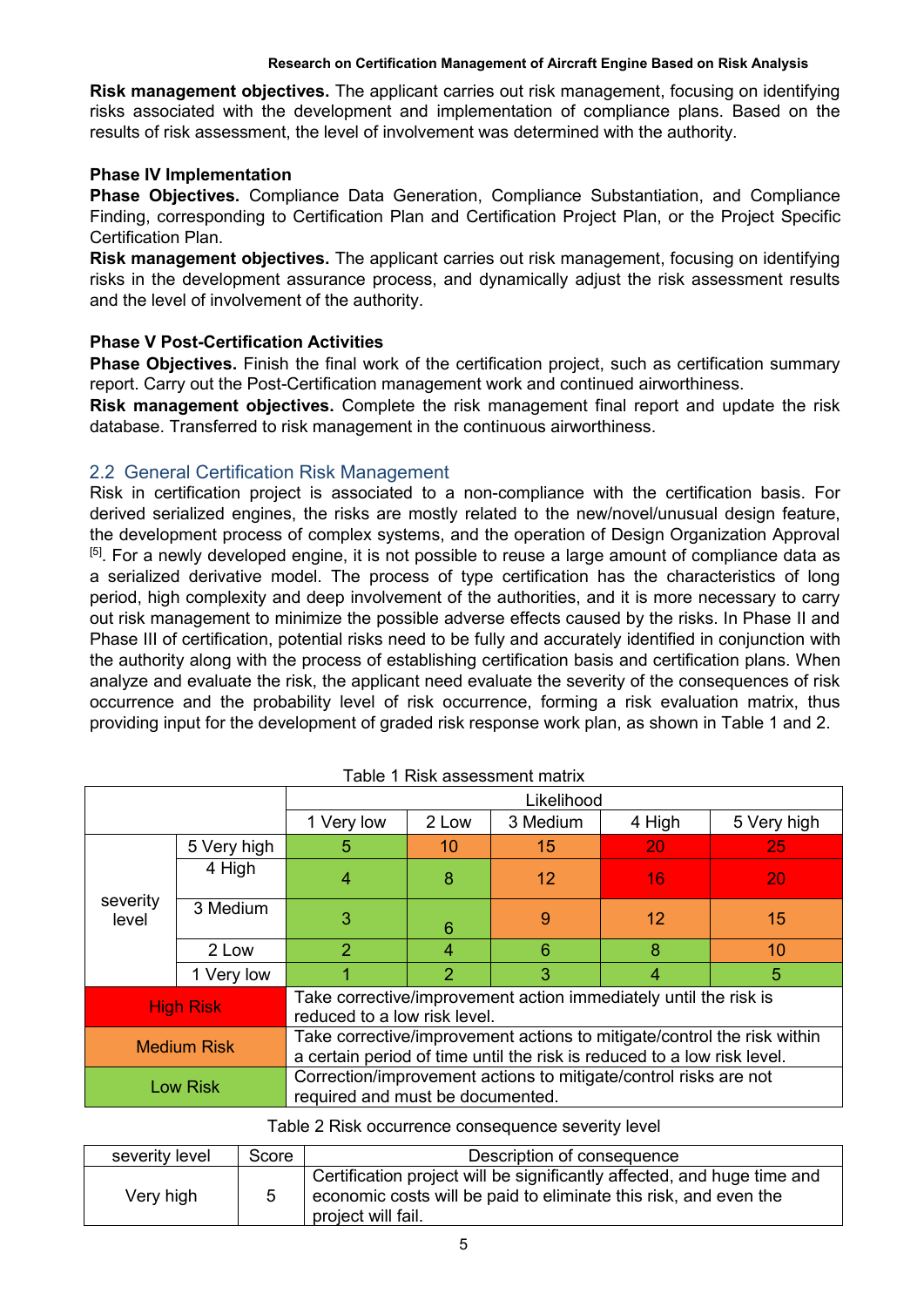**Risk management objectives.** The applicant carries out risk management, focusing on identifying risks associated with the development and implementation of compliance plans. Based on the results of risk assessment, the level of involvement was determined with the authority.

**Phase IV Implementation**

**Phase Objectives.** Compliance Data Generation, Compliance Substantiation, and Compliance Finding, corresponding to Certification Plan and Certification Project Plan, or the Project Specific Certification Plan.

**Risk management objectives.** The applicant carries out risk management, focusing on identifying risks in the development assurance process, and dynamically adjust the risk assessment results and the level of involvement of the authority.

**Phase V Post-Certification Activities**

**Phase Objectives.** Finish the final work of the certification project, such as certification summary report. Carry out the Post-Certification management work and continued airworthiness.

**Risk management objectives.** Complete the risk management final report and update the risk database. Transferred to risk management in the continuous airworthiness.

## 2.2 General Certification Risk Management

Risk in certification project is associated to a non-compliance with the certification basis. For derived serialized engines, the risks are mostly related to the new/novel/unusual design feature, the development process of complex systems, and the operation of Design Organization Approval [5]. For a newly developed engine, it is not possible to reuse a large amount of compliance data as a serialized derivative model. The process of type certification has the characteristics of long period, high complexity and deep involvement of the authorities, and it is more necessary to carry out risk management to minimize the possible adverse effects caused by the risks. In Phase II and Phase III of certification, potential risks need to be fully and accurately identified in conjunction with the authority along with the process of establishing certification basis and certification plans. When analyze and evaluate the risk, the applicant need evaluate the severity of the consequences of risk occurrence and the probability level of risk occurrence, forming a risk evaluation matrix, thus providing input for the development of graded risk response work plan, as shown in Table 1 and 2.

Table 1 Risk assessment matrix

| | | Likelihood | | | | |
|---|---|---|---|---|---|---|
| | | 1 Very low | 2 Low | 3 Medium | 4 High | 5 Very high |
| severity level | 5 Very high | 5 | 10 | 15 | 20 | 25 |
| | 4 High | 4 | 8 | 12 | 16 | 20 |
| | 3 Medium | 3 | 6 | 9 | 12 | 15 |
| | 2 Low | 2 | 4 | 6 | 8 | 10 |
| | 1 Very low | 1 | 2 | 3 | 4 | 5 |
| High Risk | | Take corrective/improvement action immediately until the risk is reduced to a low risk level. | | | | |
| Medium Risk | | Take corrective/improvement actions to mitigate/control the risk within a certain period of time until the risk is reduced to a low risk level. | | | | |
| Low Risk | | Correction/improvement actions to mitigate/control risks are not required and must be documented. | | | | |

Table 2 Risk occurrence consequence severity level

| severity level | Score | Description of consequence |
|---|---|---|
| Very high | 5 | Certification project will be significantly affected, and huge time and economic costs will be paid to eliminate this risk, and even the project will fail. |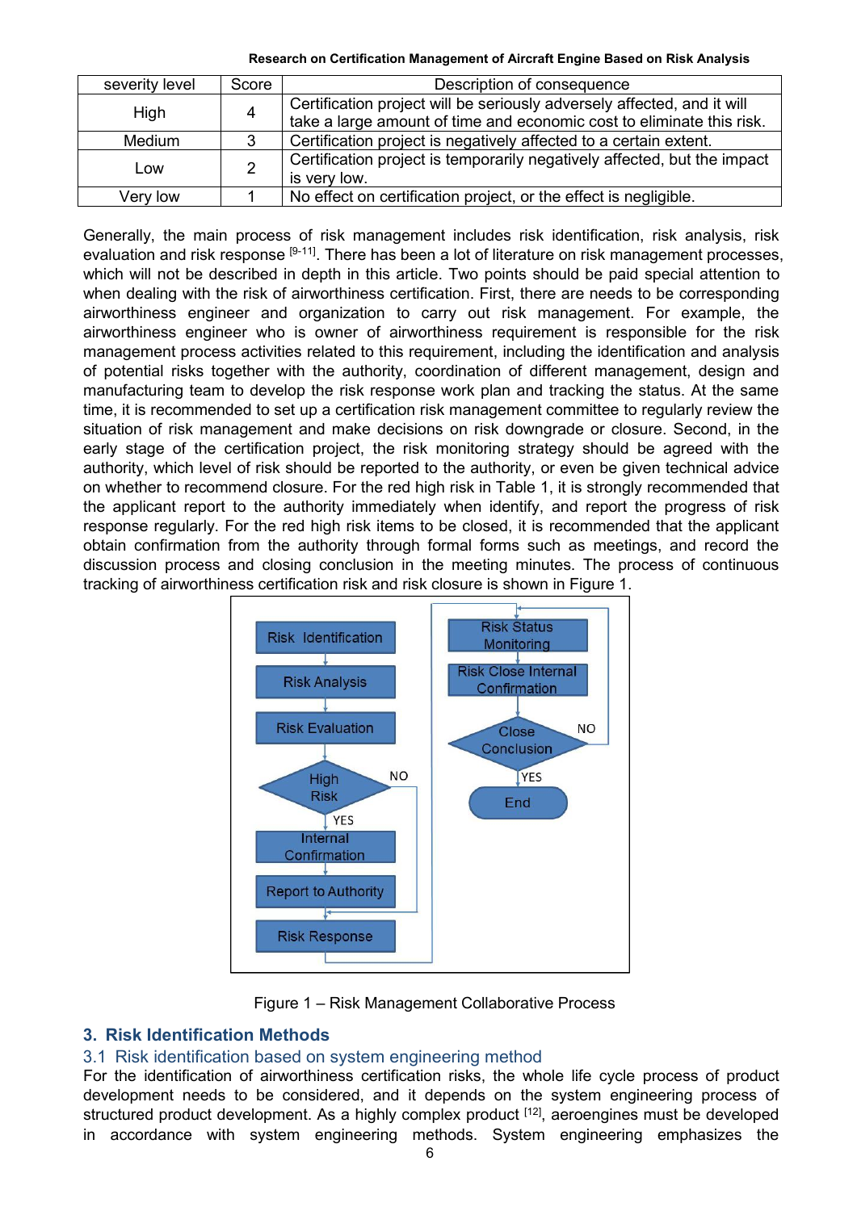| severity level | Score | Description of consequence |
|---|---|---|
| High | 4 | Certification project will be seriously adversely affected, and it will take a large amount of time and economic cost to eliminate this risk. |
| Medium | 3 | Certification project is negatively affected to a certain extent. |
| Low | 2 | Certification project is temporarily negatively affected, but the impact is very low. |
| Very low | 1 | No effect on certification project, or the effect is negligible. |

Generally, the main process of risk management includes risk identification, risk analysis, risk evaluation and risk response [9-11]. There has been a lot of literature on risk management processes, which will not be described in depth in this article. Two points should be paid special attention to when dealing with the risk of airworthiness certification. First, there are needs to be corresponding airworthiness engineer and organization to carry out risk management. For example, the airworthiness engineer who is owner of airworthiness requirement is responsible for the risk management process activities related to this requirement, including the identification and analysis of potential risks together with the authority, coordination of different management, design and manufacturing team to develop the risk response work plan and tracking the status. At the same time, it is recommended to set up a certification risk management committee to regularly review the situation of risk management and make decisions on risk downgrade or closure. Second, in the early stage of the certification project, the risk monitoring strategy should be agreed with the authority, which level of risk should be reported to the authority, or even be given technical advice on whether to recommend closure. For the red high risk in Table 1, it is strongly recommended that the applicant report to the authority immediately when identify, and report the progress of risk response regularly. For the red high risk items to be closed, it is recommended that the applicant obtain confirmation from the authority through formal forms such as meetings, and record the discussion process and closing conclusion in the meeting minutes. The process of continuous tracking of airworthiness certification risk and risk closure is shown in Figure 1.

Figure 1 – Risk Management Collaborative Process

## 3. Risk Identification Methods

### 3.1 Risk identification based on system engineering method

For the identification of airworthiness certification risks, the whole life cycle process of product development needs to be considered, and it depends on the system engineering process of structured product development. As a highly complex product [12], aeroengines must be developed in accordance with system engineering methods. System engineering emphasizes the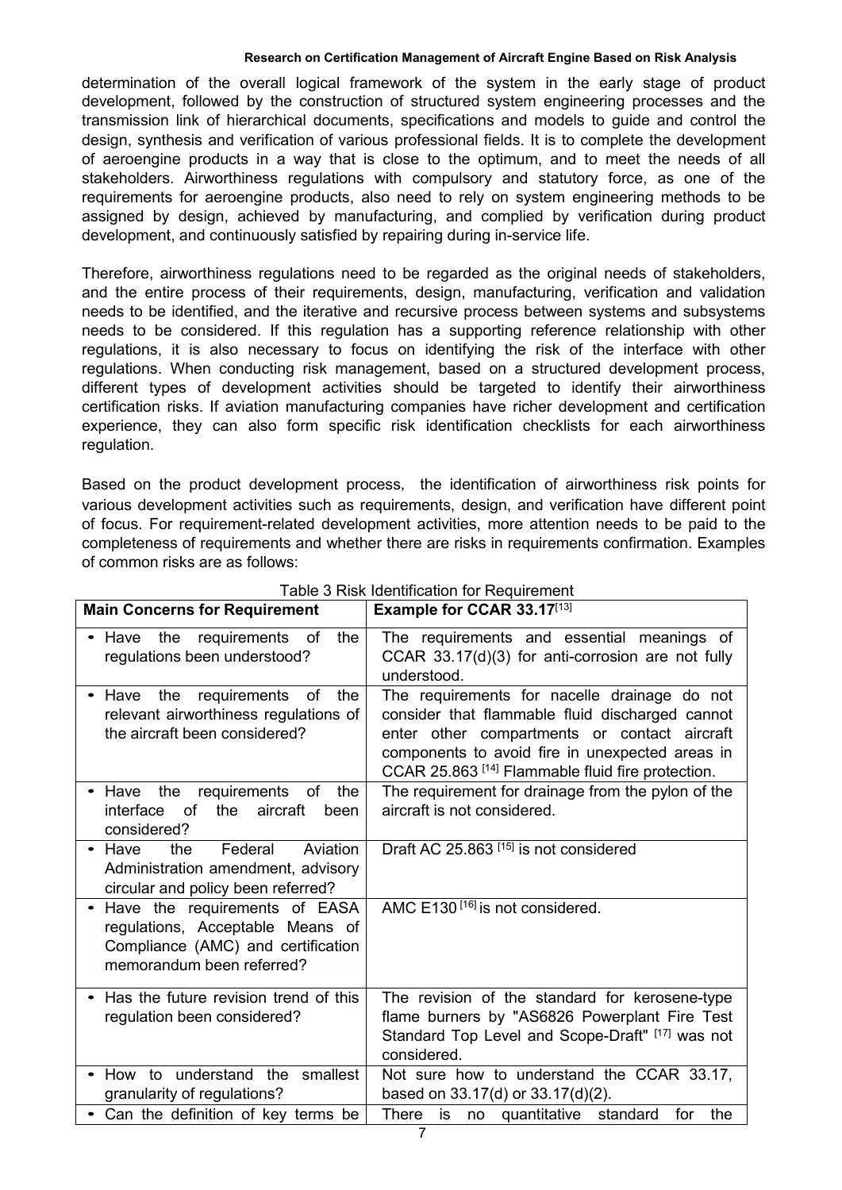determination of the overall logical framework of the system in the early stage of product development, followed by the construction of structured system engineering processes and the transmission link of hierarchical documents, specifications and models to guide and control the design, synthesis and verification of various professional fields. It is to complete the development of aeroengine products in a way that is close to the optimum, and to meet the needs of all stakeholders. Airworthiness regulations with compulsory and statutory force, as one of the requirements for aeroengine products, also need to rely on system engineering methods to be assigned by design, achieved by manufacturing, and complied by verification during product development, and continuously satisfied by repairing during in-service life.

Therefore, airworthiness regulations need to be regarded as the original needs of stakeholders, and the entire process of their requirements, design, manufacturing, verification and validation needs to be identified, and the iterative and recursive process between systems and subsystems needs to be considered. If this regulation has a supporting reference relationship with other regulations, it is also necessary to focus on identifying the risk of the interface with other regulations. When conducting risk management, based on a structured development process, different types of development activities should be targeted to identify their airworthiness certification risks. If aviation manufacturing companies have richer development and certification experience, they can also form specific risk identification checklists for each airworthiness regulation.

Based on the product development process, the identification of airworthiness risk points for various development activities such as requirements, design, and verification have different point of focus. For requirement-related development activities, more attention needs to be paid to the completeness of requirements and whether there are risks in requirements confirmation. Examples of common risks are as follows:

Table 3 Risk Identification for Requirement

| Main Concerns for Requirement | Example for CCAR 33.17[13] |
| --- | --- |
| • Have the requirements of the regulations been understood? | The requirements and essential meanings of CCAR 33.17(d)(3) for anti-corrosion are not fully understood. |
| • Have the requirements of the relevant airworthiness regulations of the aircraft been considered? | The requirements for nacelle drainage do not consider that flammable fluid discharged cannot enter other compartments or contact aircraft components to avoid fire in unexpected areas in CCAR 25.863 [14] Flammable fluid fire protection. |
| • Have the requirements of the interface of the aircraft been considered? | The requirement for drainage from the pylon of the aircraft is not considered. |
| • Have the Federal Aviation Administration amendment, advisory circular and policy been referred? | Draft AC 25.863 [15] is not considered |
| • Have the requirements of EASA regulations, Acceptable Means of Compliance (AMC) and certification memorandum been referred? | AMC E130 [16] is not considered. |
| • Has the future revision trend of this regulation been considered? | The revision of the standard for kerosene-type flame burners by "AS6826 Powerplant Fire Test Standard Top Level and Scope-Draft" [17] was not considered. |
| • How to understand the smallest granularity of regulations? | Not sure how to understand the CCAR 33.17, based on 33.17(d) or 33.17(d)(2). |
| • Can the definition of key terms be | There is no quantitative standard for the |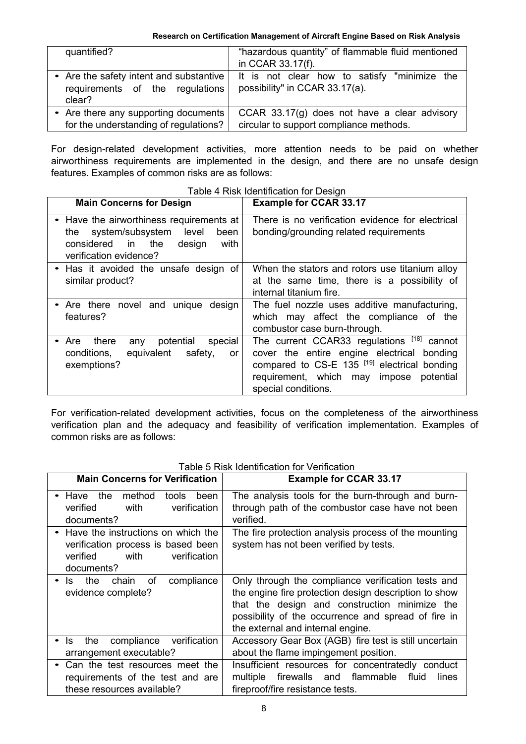| | |
|---|---|
| quantified? | "hazardous quantity" of flammable fluid mentioned in CCAR 33.17(f). |
| • Are the safety intent and substantive requirements of the regulations clear? | It is not clear how to satisfy "minimize the possibility" in CCAR 33.17(a). |
| • Are there any supporting documents for the understanding of regulations? | CCAR 33.17(g) does not have a clear advisory circular to support compliance methods. |

For design-related development activities, more attention needs to be paid on whether airworthiness requirements are implemented in the design, and there are no unsafe design features. Examples of common risks are as follows:

Table 4 Risk Identification for Design

| Main Concerns for Design | Example for CCAR 33.17 |
|---|---|
| • Have the airworthiness requirements at the system/subsystem level been considered in the design with verification evidence? | There is no verification evidence for electrical bonding/grounding related requirements |
| • Has it avoided the unsafe design of similar product? | When the stators and rotors use titanium alloy at the same time, there is a possibility of internal titanium fire. |
| • Are there novel and unique design features? | The fuel nozzle uses additive manufacturing, which may affect the compliance of the combustor case burn-through. |
| • Are there any potential special conditions, equivalent safety, or exemptions? | The current CCAR33 regulations [18] cannot cover the entire engine electrical bonding compared to CS-E 135 [19] electrical bonding requirement, which may impose potential special conditions. |

For verification-related development activities, focus on the completeness of the airworthiness verification plan and the adequacy and feasibility of verification implementation. Examples of common risks are as follows:

Table 5 Risk Identification for Verification

| Main Concerns for Verification | Example for CCAR 33.17 |
|---|---|
| • Have the method tools been verified with verification documents? | The analysis tools for the burn-through and burn-through path of the combustor case have not been verified. |
| • Have the instructions on which the verification process is based been verified with verification documents? | The fire protection analysis process of the mounting system has not been verified by tests. |
| • Is the chain of compliance evidence complete? | Only through the compliance verification tests and the engine fire protection design description to show that the design and construction minimize the possibility of the occurrence and spread of fire in the external and internal engine. |
| • Is the compliance verification arrangement executable? | Accessory Gear Box (AGB) fire test is still uncertain about the flame impingement position. |
| • Can the test resources meet the requirements of the test and are these resources available? | Insufficient resources for concentratedly conduct multiple firewalls and flammable fluid lines fireproof/fire resistance tests. |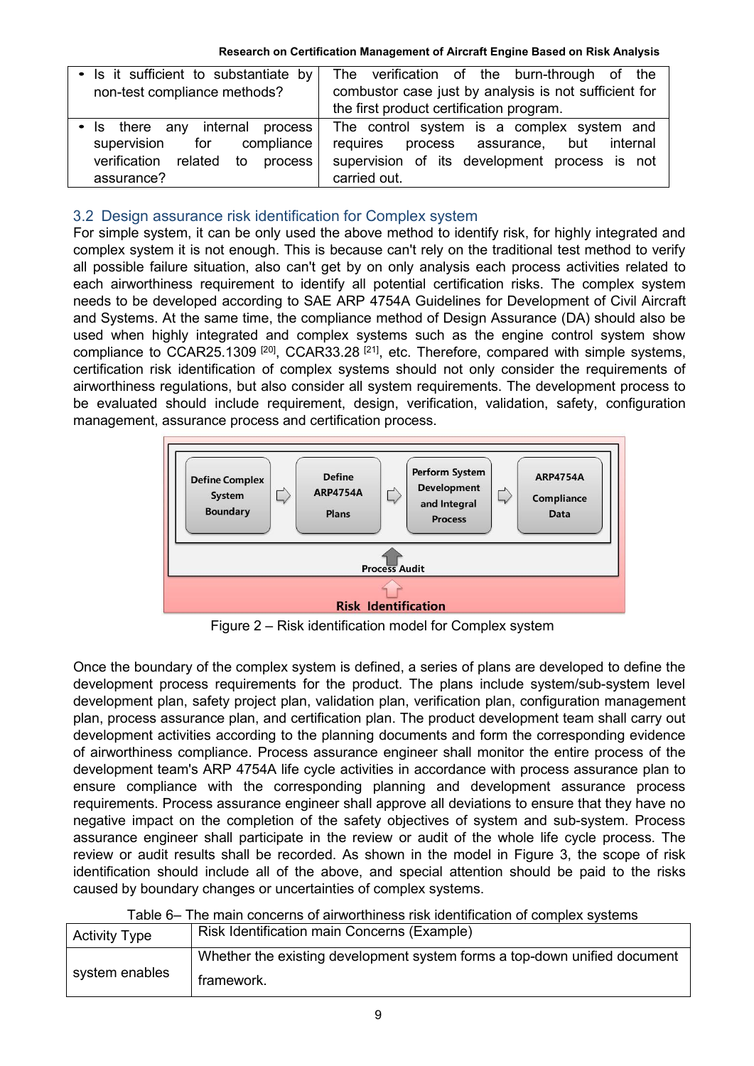| • Is it sufficient to substantiate by non-test compliance methods? | The verification of the burn-through of the combustor case just by analysis is not sufficient for the first product certification program. |
|---|---|
| • Is there any internal process supervision for compliance verification related to process assurance? | The control system is a complex system and requires process assurance, but internal supervision of its development process is not carried out. |

## 3.2 Design assurance risk identification for Complex system

For simple system, it can be only used the above method to identify risk, for highly integrated and complex system it is not enough. This is because can't rely on the traditional test method to verify all possible failure situation, also can't get by on only analysis each process activities related to each airworthiness requirement to identify all potential certification risks. The complex system needs to be developed according to SAE ARP 4754A Guidelines for Development of Civil Aircraft and Systems. At the same time, the compliance method of Design Assurance (DA) should also be used when highly integrated and complex systems such as the engine control system show compliance to CCAR25.1309 [20], CCAR33.28 [21], etc. Therefore, compared with simple systems, certification risk identification of complex systems should not only consider the requirements of airworthiness regulations, but also consider all system requirements. The development process to be evaluated should include requirement, design, verification, validation, safety, configuration management, assurance process and certification process.

Define Complex System Boundary ⇨ Define ARP4754A Plans ⇨ Perform System Development and Integral Process ⇨ ARP4754A Compliance Data

Process Audit

Risk Identification

Figure 2 – Risk identification model for Complex system

Once the boundary of the complex system is defined, a series of plans are developed to define the development process requirements for the product. The plans include system/sub-system level development plan, safety project plan, validation plan, verification plan, configuration management plan, process assurance plan, and certification plan. The product development team shall carry out development activities according to the planning documents and form the corresponding evidence of airworthiness compliance. Process assurance engineer shall monitor the entire process of the development team's ARP 4754A life cycle activities in accordance with process assurance plan to ensure compliance with the corresponding planning and development assurance process requirements. Process assurance engineer shall approve all deviations to ensure that they have no negative impact on the completion of the safety objectives of system and sub-system. Process assurance engineer shall participate in the review or audit of the whole life cycle process. The review or audit results shall be recorded. As shown in the model in Figure 3, the scope of risk identification should include all of the above, and special attention should be paid to the risks caused by boundary changes or uncertainties of complex systems.

Table 6– The main concerns of airworthiness risk identification of complex systems

| Activity Type | Risk Identification main Concerns (Example) |
|---|---|
| system enables | Whether the existing development system forms a top-down unified document framework. |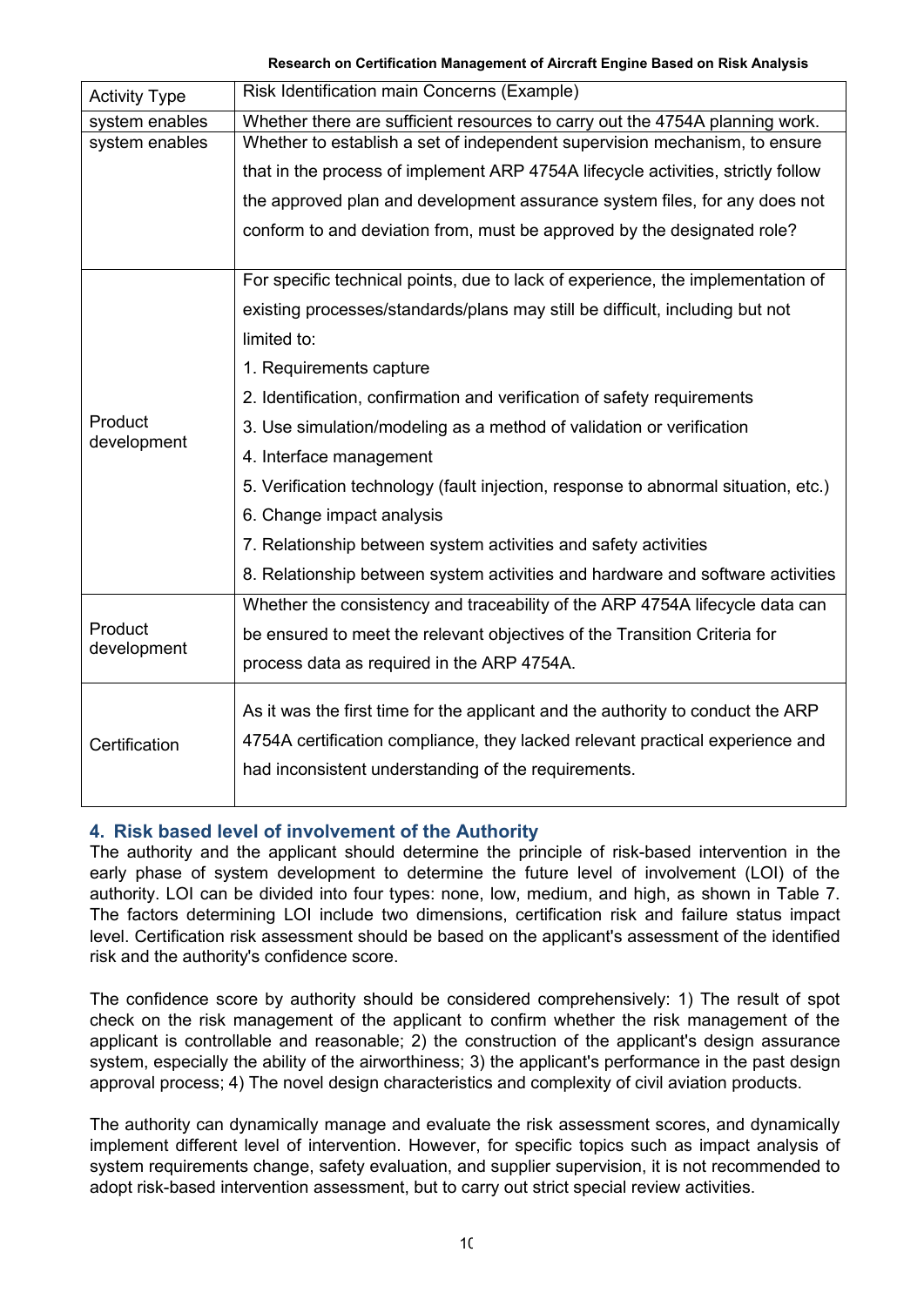| Activity Type | Risk Identification main Concerns (Example) |
| --- | --- |
| system enables | Whether there are sufficient resources to carry out the 4754A planning work. |
| system enables | Whether to establish a set of independent supervision mechanism, to ensure that in the process of implement ARP 4754A lifecycle activities, strictly follow the approved plan and development assurance system files, for any does not conform to and deviation from, must be approved by the designated role? |
| Product development | For specific technical points, due to lack of experience, the implementation of existing processes/standards/plans may still be difficult, including but not limited to:<br>1. Requirements capture<br>2. Identification, confirmation and verification of safety requirements<br>3. Use simulation/modeling as a method of validation or verification<br>4. Interface management<br>5. Verification technology (fault injection, response to abnormal situation, etc.)<br>6. Change impact analysis<br>7. Relationship between system activities and safety activities<br>8. Relationship between system activities and hardware and software activities |
| Product development | Whether the consistency and traceability of the ARP 4754A lifecycle data can be ensured to meet the relevant objectives of the Transition Criteria for process data as required in the ARP 4754A. |
| Certification | As it was the first time for the applicant and the authority to conduct the ARP 4754A certification compliance, they lacked relevant practical experience and had inconsistent understanding of the requirements. |

## 4. Risk based level of involvement of the Authority

The authority and the applicant should determine the principle of risk-based intervention in the early phase of system development to determine the future level of involvement (LOI) of the authority. LOI can be divided into four types: none, low, medium, and high, as shown in Table 7. The factors determining LOI include two dimensions, certification risk and failure status impact level. Certification risk assessment should be based on the applicant's assessment of the identified risk and the authority's confidence score.

The confidence score by authority should be considered comprehensively: 1) The result of spot check on the risk management of the applicant to confirm whether the risk management of the applicant is controllable and reasonable; 2) the construction of the applicant's design assurance system, especially the ability of the airworthiness; 3) the applicant's performance in the past design approval process; 4) The novel design characteristics and complexity of civil aviation products.

The authority can dynamically manage and evaluate the risk assessment scores, and dynamically implement different level of intervention. However, for specific topics such as impact analysis of system requirements change, safety evaluation, and supplier supervision, it is not recommended to adopt risk-based intervention assessment, but to carry out strict special review activities.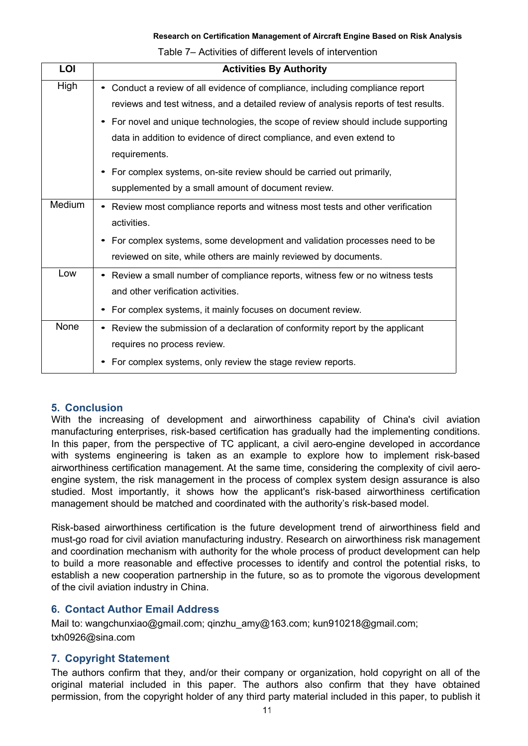Table 7– Activities of different levels of intervention

| LOI | Activities By Authority |
|---|---|
| High | • Conduct a review of all evidence of compliance, including compliance report reviews and test witness, and a detailed review of analysis reports of test results.<br>• For novel and unique technologies, the scope of review should include supporting data in addition to evidence of direct compliance, and even extend to requirements.<br>• For complex systems, on-site review should be carried out primarily, supplemented by a small amount of document review. |
| Medium | • Review most compliance reports and witness most tests and other verification activities.<br>• For complex systems, some development and validation processes need to be reviewed on site, while others are mainly reviewed by documents. |
| Low | • Review a small number of compliance reports, witness few or no witness tests and other verification activities.<br>• For complex systems, it mainly focuses on document review. |
| None | • Review the submission of a declaration of conformity report by the applicant requires no process review.<br>• For complex systems, only review the stage review reports. |

## 5. Conclusion

With the increasing of development and airworthiness capability of China's civil aviation manufacturing enterprises, risk-based certification has gradually had the implementing conditions. In this paper, from the perspective of TC applicant, a civil aero-engine developed in accordance with systems engineering is taken as an example to explore how to implement risk-based airworthiness certification management. At the same time, considering the complexity of civil aero-engine system, the risk management in the process of complex system design assurance is also studied. Most importantly, it shows how the applicant's risk-based airworthiness certification management should be matched and coordinated with the authority's risk-based model.

Risk-based airworthiness certification is the future development trend of airworthiness field and must-go road for civil aviation manufacturing industry. Research on airworthiness risk management and coordination mechanism with authority for the whole process of product development can help to build a more reasonable and effective processes to identify and control the potential risks, to establish a new cooperation partnership in the future, so as to promote the vigorous development of the civil aviation industry in China.

## 6. Contact Author Email Address

Mail to: wangchunxiao@gmail.com; qinzhu_amy@163.com; kun910218@gmail.com; txh0926@sina.com

## 7. Copyright Statement

The authors confirm that they, and/or their company or organization, hold copyright on all of the original material included in this paper. The authors also confirm that they have obtained permission, from the copyright holder of any third party material included in this paper, to publish it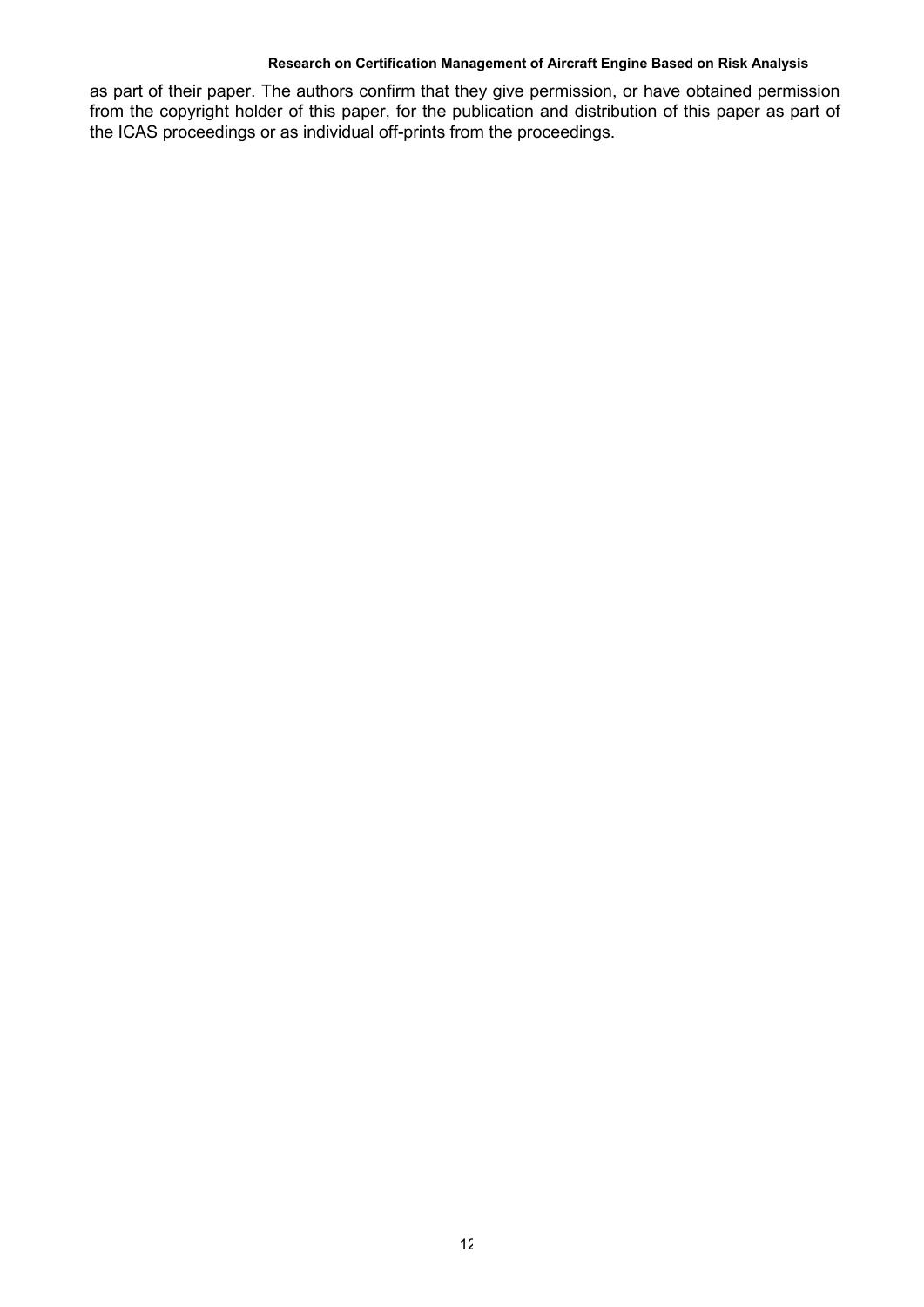as part of their paper. The authors confirm that they give permission, or have obtained permission from the copyright holder of this paper, for the publication and distribution of this paper as part of the ICAS proceedings or as individual off-prints from the proceedings.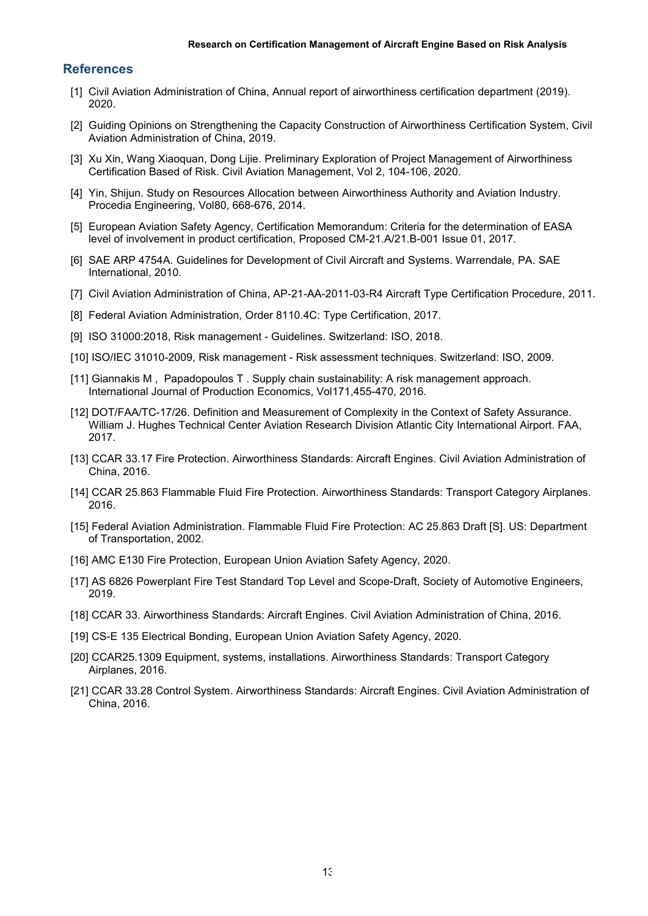## References

[1] Civil Aviation Administration of China, Annual report of airworthiness certification department (2019). 2020.

[2] Guiding Opinions on Strengthening the Capacity Construction of Airworthiness Certification System, Civil Aviation Administration of China, 2019.

[3] Xu Xin, Wang Xiaoquan, Dong Lijie. Preliminary Exploration of Project Management of Airworthiness Certification Based of Risk. Civil Aviation Management, Vol 2, 104-106, 2020.

[4] Yin, Shijun. Study on Resources Allocation between Airworthiness Authority and Aviation Industry. Procedia Engineering, Vol80, 668-676, 2014.

[5] European Aviation Safety Agency, Certification Memorandum: Criteria for the determination of EASA level of involvement in product certification, Proposed CM-21.A/21.B-001 Issue 01, 2017.

[6] SAE ARP 4754A. Guidelines for Development of Civil Aircraft and Systems. Warrendale, PA. SAE International, 2010.

[7] Civil Aviation Administration of China, AP-21-AA-2011-03-R4 Aircraft Type Certification Procedure, 2011.

[8] Federal Aviation Administration, Order 8110.4C: Type Certification, 2017.

[9] ISO 31000:2018, Risk management - Guidelines. Switzerland: ISO, 2018.

[10] ISO/IEC 31010-2009, Risk management - Risk assessment techniques. Switzerland: ISO, 2009.

[11] Giannakis M , Papadopoulos T . Supply chain sustainability: A risk management approach. International Journal of Production Economics, Vol171,455-470, 2016.

[12] DOT/FAA/TC-17/26. Definition and Measurement of Complexity in the Context of Safety Assurance. William J. Hughes Technical Center Aviation Research Division Atlantic City International Airport. FAA, 2017.

[13] CCAR 33.17 Fire Protection. Airworthiness Standards: Aircraft Engines. Civil Aviation Administration of China, 2016.

[14] CCAR 25.863 Flammable Fluid Fire Protection. Airworthiness Standards: Transport Category Airplanes. 2016.

[15] Federal Aviation Administration. Flammable Fluid Fire Protection: AC 25.863 Draft [S]. US: Department of Transportation, 2002.

[16] AMC E130 Fire Protection, European Union Aviation Safety Agency, 2020.

[17] AS 6826 Powerplant Fire Test Standard Top Level and Scope-Draft, Society of Automotive Engineers, 2019.

[18] CCAR 33. Airworthiness Standards: Aircraft Engines. Civil Aviation Administration of China, 2016.

[19] CS-E 135 Electrical Bonding, European Union Aviation Safety Agency, 2020.

[20] CCAR25.1309 Equipment, systems, installations. Airworthiness Standards: Transport Category Airplanes, 2016.

[21] CCAR 33.28 Control System. Airworthiness Standards: Aircraft Engines. Civil Aviation Administration of China, 2016.